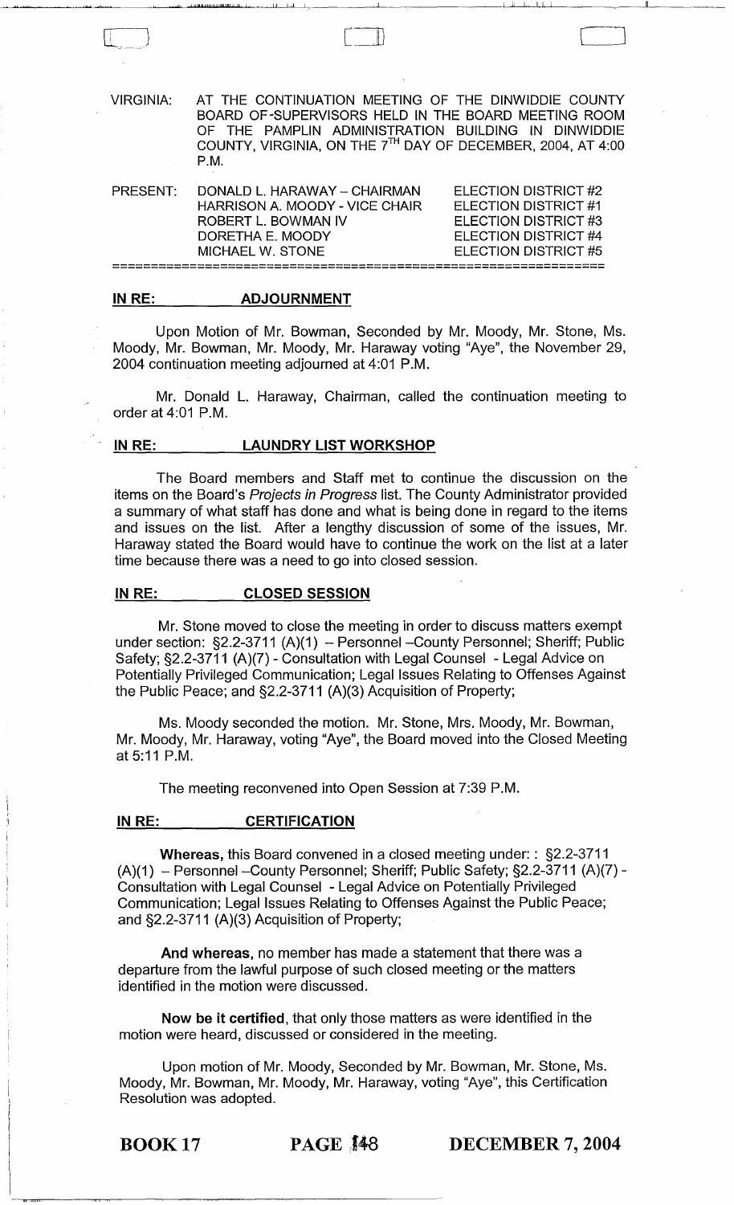VIRGINIA: AT THE CONTINUATION MEETING OF THE DINWIDDIE COUNTY BOARD OF-SUPERVISORS HELD IN THE BOARD MEETING ROOM OF THE PAMPLIN ADMINISTRATION BUILDING IN DINWIDDIE COUNTY, VIRGINIA, ON THE 7TH DAY OF DECEMBER, 2004, AT 4:00 P.M.

| PRESENT: | | |
|---|---|---|
| | DONALD L. HARAWAY – CHAIRMAN | ELECTION DISTRICT #2 |
| | HARRISON A. MOODY - VICE CHAIR | ELECTION DISTRICT #1 |
| | ROBERT L. BOWMAN IV | ELECTION DISTRICT #3 |
| | DORETHA E. MOODY | ELECTION DISTRICT #4 |
| | MICHAEL W. STONE | ELECTION DISTRICT #5 |

## IN RE: ADJOURNMENT

Upon Motion of Mr. Bowman, Seconded by Mr. Moody, Mr. Stone, Ms. Moody, Mr. Bowman, Mr. Moody, Mr. Haraway voting "Aye", the November 29, 2004 continuation meeting adjourned at 4:01 P.M.

Mr. Donald L. Haraway, Chairman, called the continuation meeting to order at 4:01 P.M.

## IN RE: LAUNDRY LIST WORKSHOP

The Board members and Staff met to continue the discussion on the items on the Board's *Projects in Progress* list. The County Administrator provided a summary of what staff has done and what is being done in regard to the items and issues on the list. After a lengthy discussion of some of the issues, Mr. Haraway stated the Board would have to continue the work on the list at a later time because there was a need to go into closed session.

## IN RE: CLOSED SESSION

Mr. Stone moved to close the meeting in order to discuss matters exempt under section: §2.2-3711 (A)(1) – Personnel –County Personnel; Sheriff; Public Safety; §2.2-3711 (A)(7) - Consultation with Legal Counsel - Legal Advice on Potentially Privileged Communication; Legal Issues Relating to Offenses Against the Public Peace; and §2.2-3711 (A)(3) Acquisition of Property;

Ms. Moody seconded the motion. Mr. Stone, Mrs. Moody, Mr. Bowman, Mr. Moody, Mr. Haraway, voting "Aye", the Board moved into the Closed Meeting at 5:11 P.M.

The meeting reconvened into Open Session at 7:39 P.M.

## IN RE: CERTIFICATION

**Whereas,** this Board convened in a closed meeting under: : §2.2-3711 (A)(1) – Personnel –County Personnel; Sheriff; Public Safety; §2.2-3711 (A)(7) - Consultation with Legal Counsel - Legal Advice on Potentially Privileged Communication; Legal Issues Relating to Offenses Against the Public Peace; and §2.2-3711 (A)(3) Acquisition of Property;

**And whereas,** no member has made a statement that there was a departure from the lawful purpose of such closed meeting or the matters identified in the motion were discussed.

**Now be it certified**, that only those matters as were identified in the motion were heard, discussed or considered in the meeting.

Upon motion of Mr. Moody, Seconded by Mr. Bowman, Mr. Stone, Ms. Moody, Mr. Bowman, Mr. Moody, Mr. Haraway, voting "Aye", this Certification Resolution was adopted.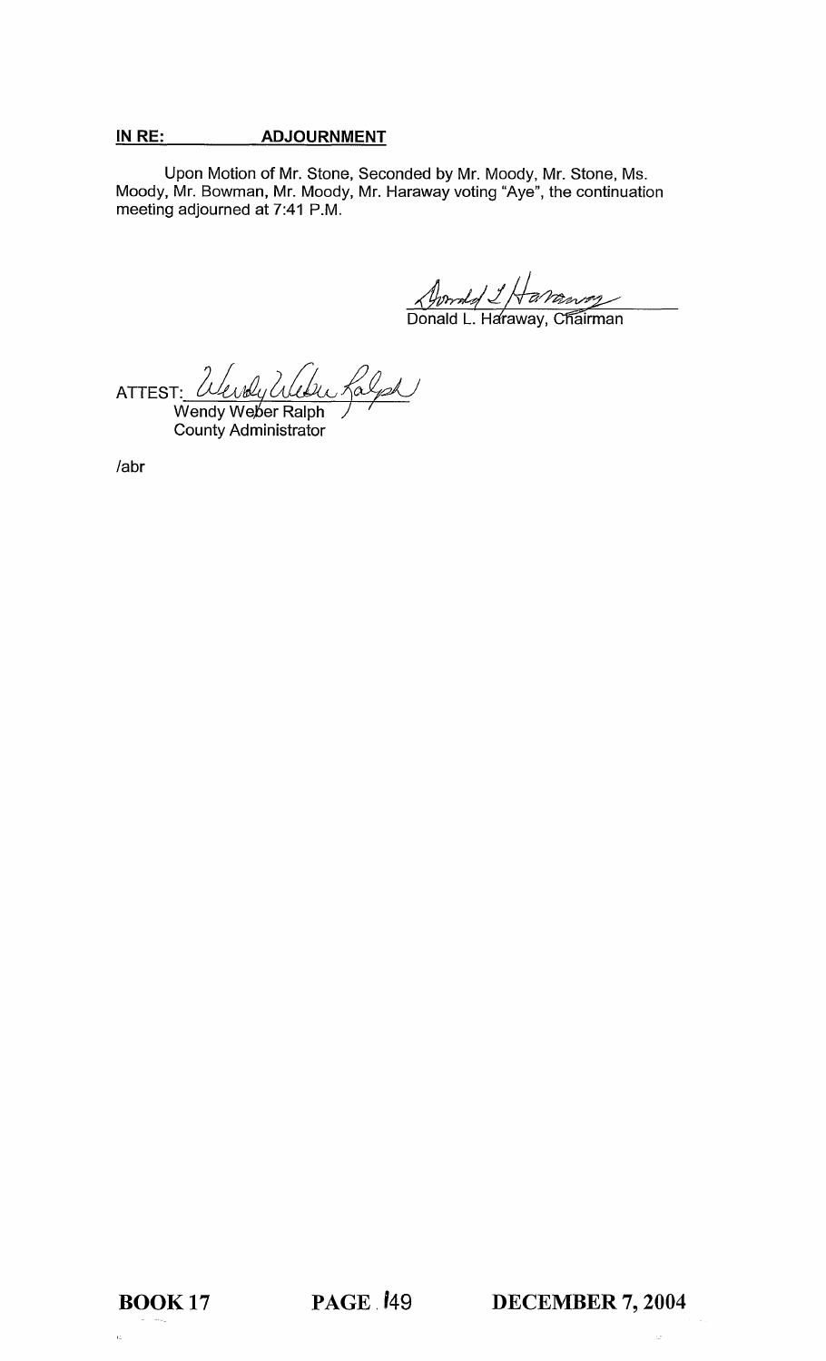**IN RE: ADJOURNMENT**

Upon Motion of Mr. Stone, Seconded by Mr. Moody, Mr. Stone, Ms. Moody, Mr. Bowman, Mr. Moody, Mr. Haraway voting "Aye", the continuation meeting adjourned at 7:41 P.M.

Donald L. Haraway, Chairman

ATTEST: Wendy Weber Ralph
County Administrator

/abr

BOOK 17 PAGE 149 DECEMBER 7, 2004